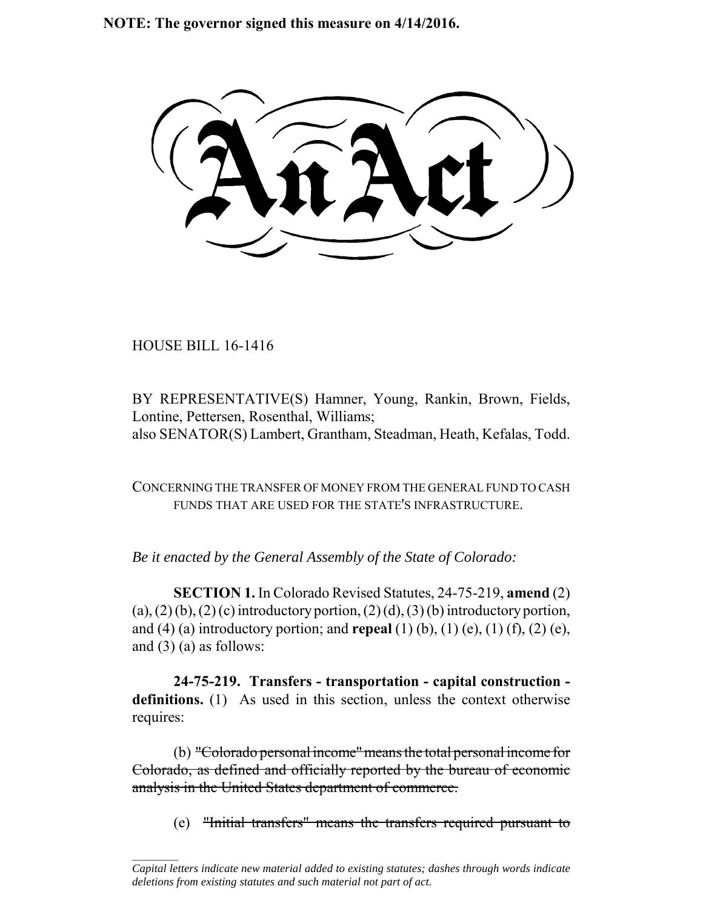**NOTE: The governor signed this measure on 4/14/2016.**

# An Act

HOUSE BILL 16-1416

BY REPRESENTATIVE(S) Hamner, Young, Rankin, Brown, Fields, Lontine, Pettersen, Rosenthal, Williams;
also SENATOR(S) Lambert, Grantham, Steadman, Heath, Kefalas, Todd.

CONCERNING THE TRANSFER OF MONEY FROM THE GENERAL FUND TO CASH FUNDS THAT ARE USED FOR THE STATE'S INFRASTRUCTURE.

*Be it enacted by the General Assembly of the State of Colorado:*

**SECTION 1.** In Colorado Revised Statutes, 24-75-219, **amend** (2) (a), (2) (b), (2) (c) introductory portion, (2) (d), (3) (b) introductory portion, and (4) (a) introductory portion; and **repeal** (1) (b), (1) (e), (1) (f), (2) (e), and (3) (a) as follows:

**24-75-219. Transfers - transportation - capital construction - definitions.** (1) As used in this section, unless the context otherwise requires:

(b) ~~"Colorado personal income" means the total personal income for Colorado, as defined and officially reported by the bureau of economic analysis in the United States department of commerce.~~

(e) ~~"Initial transfers" means the transfers required pursuant to~~

*Capital letters indicate new material added to existing statutes; dashes through words indicate deletions from existing statutes and such material not part of act.*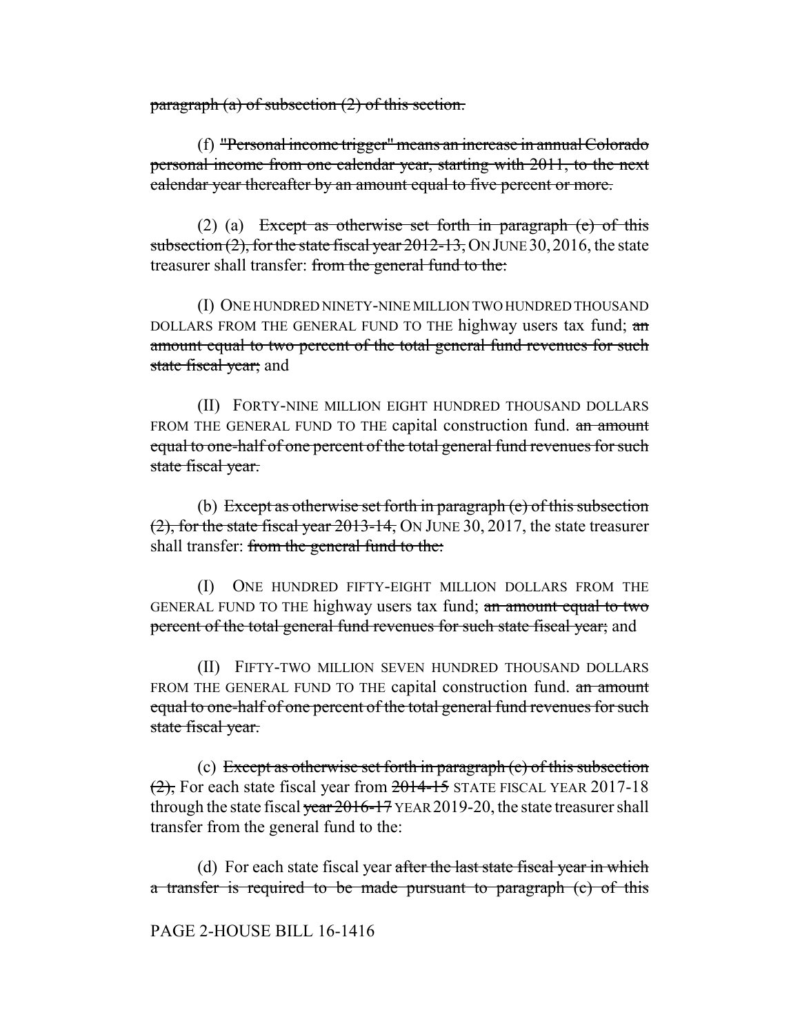paragraph (a) of subsection (2) of this section.

(f) "Personal income trigger" means an increase in annual Colorado personal income from one calendar year, starting with 2011, to the next calendar year thereafter by an amount equal to five percent or more.

(2) (a) Except as otherwise set forth in paragraph (e) of this subsection (2), for the state fiscal year 2012-13, ON JUNE 30, 2016, the state treasurer shall transfer: from the general fund to the:

(I) ONE HUNDRED NINETY-NINE MILLION TWO HUNDRED THOUSAND DOLLARS FROM THE GENERAL FUND TO THE highway users tax fund; an amount equal to two percent of the total general fund revenues for such state fiscal year; and

(II) FORTY-NINE MILLION EIGHT HUNDRED THOUSAND DOLLARS FROM THE GENERAL FUND TO THE capital construction fund. an amount equal to one-half of one percent of the total general fund revenues for such state fiscal year.

(b) Except as otherwise set forth in paragraph (e) of this subsection (2), for the state fiscal year 2013-14, ON JUNE 30, 2017, the state treasurer shall transfer: from the general fund to the:

(I) ONE HUNDRED FIFTY-EIGHT MILLION DOLLARS FROM THE GENERAL FUND TO THE highway users tax fund; an amount equal to two percent of the total general fund revenues for such state fiscal year; and

(II) FIFTY-TWO MILLION SEVEN HUNDRED THOUSAND DOLLARS FROM THE GENERAL FUND TO THE capital construction fund. an amount equal to one-half of one percent of the total general fund revenues for such state fiscal year.

(c) Except as otherwise set forth in paragraph (e) of this subsection (2), For each state fiscal year from 2014-15 STATE FISCAL YEAR 2017-18 through the state fiscal year 2016-17 YEAR 2019-20, the state treasurer shall transfer from the general fund to the:

(d) For each state fiscal year after the last state fiscal year in which a transfer is required to be made pursuant to paragraph (c) of this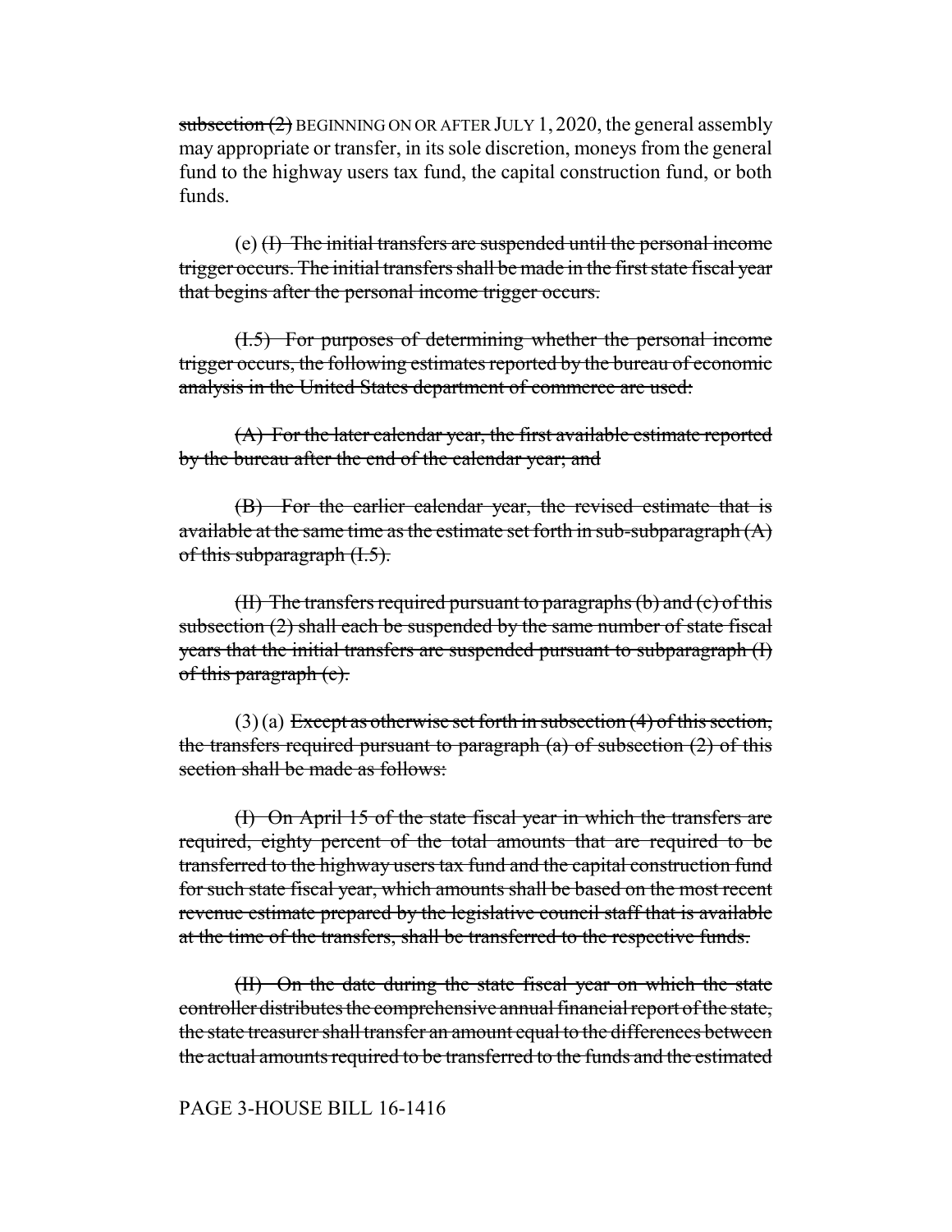~~subsection (2)~~ BEGINNING ON OR AFTER JULY 1, 2020, the general assembly may appropriate or transfer, in its sole discretion, moneys from the general fund to the highway users tax fund, the capital construction fund, or both funds.

(e) ~~(I) The initial transfers are suspended until the personal income trigger occurs. The initial transfers shall be made in the first state fiscal year that begins after the personal income trigger occurs.~~

~~(I.5) For purposes of determining whether the personal income trigger occurs, the following estimates reported by the bureau of economic analysis in the United States department of commerce are used:~~

~~(A) For the later calendar year, the first available estimate reported by the bureau after the end of the calendar year; and~~

~~(B) For the earlier calendar year, the revised estimate that is available at the same time as the estimate set forth in sub-subparagraph (A) of this subparagraph (I.5).~~

~~(II) The transfers required pursuant to paragraphs (b) and (c) of this subsection (2) shall each be suspended by the same number of state fiscal years that the initial transfers are suspended pursuant to subparagraph (I) of this paragraph (e).~~

(3) (a) ~~Except as otherwise set forth in subsection (4) of this section, the transfers required pursuant to paragraph (a) of subsection (2) of this section shall be made as follows:~~

~~(I) On April 15 of the state fiscal year in which the transfers are required, eighty percent of the total amounts that are required to be transferred to the highway users tax fund and the capital construction fund for such state fiscal year, which amounts shall be based on the most recent revenue estimate prepared by the legislative council staff that is available at the time of the transfers, shall be transferred to the respective funds.~~

~~(II) On the date during the state fiscal year on which the state controller distributes the comprehensive annual financial report of the state, the state treasurer shall transfer an amount equal to the differences between the actual amounts required to be transferred to the funds and the estimated~~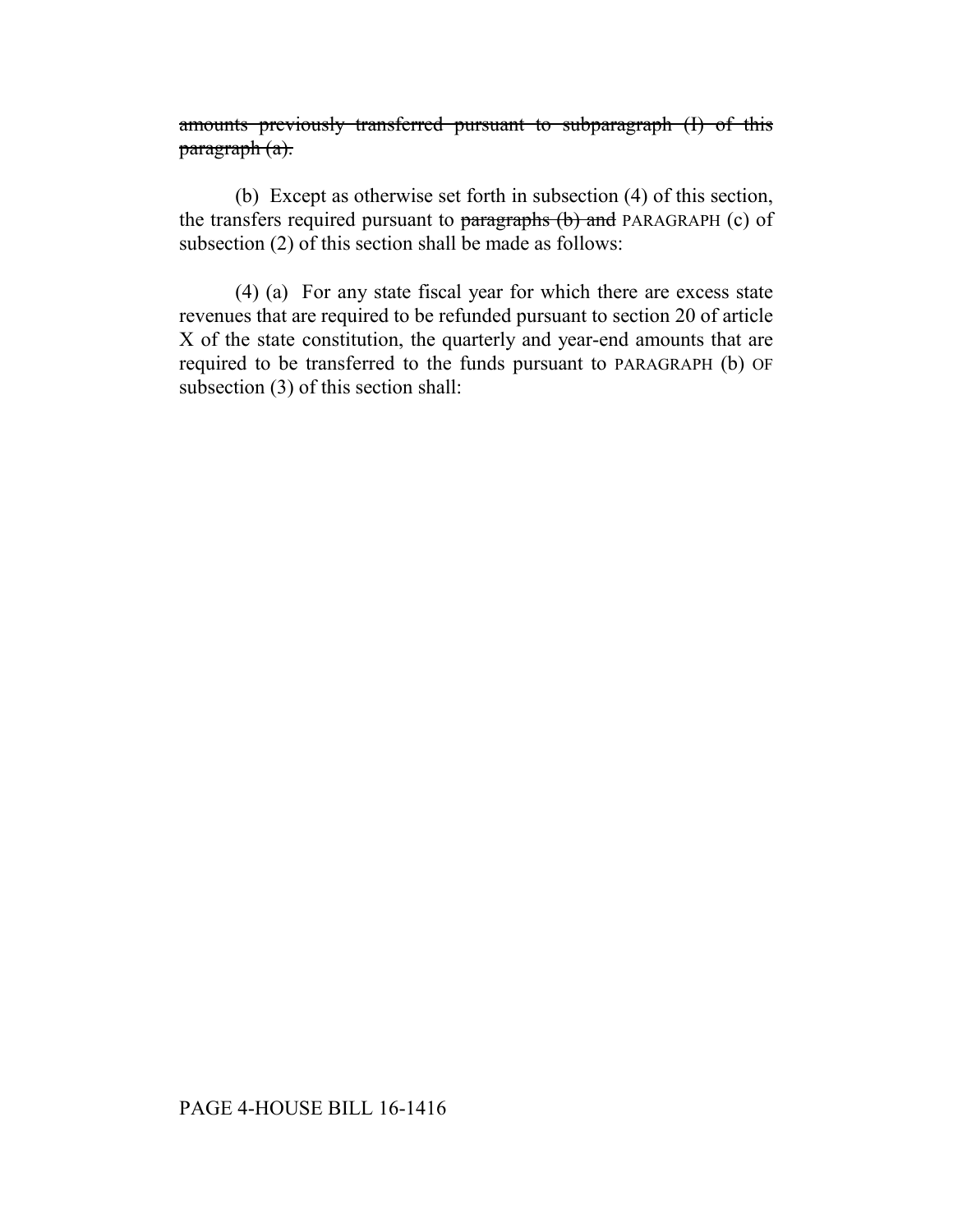~~amounts previously transferred pursuant to subparagraph (I) of this paragraph (a).~~

(b) Except as otherwise set forth in subsection (4) of this section, the transfers required pursuant to ~~paragraphs (b) and~~ PARAGRAPH (c) of subsection (2) of this section shall be made as follows:

(4) (a) For any state fiscal year for which there are excess state revenues that are required to be refunded pursuant to section 20 of article X of the state constitution, the quarterly and year-end amounts that are required to be transferred to the funds pursuant to PARAGRAPH (b) OF subsection (3) of this section shall: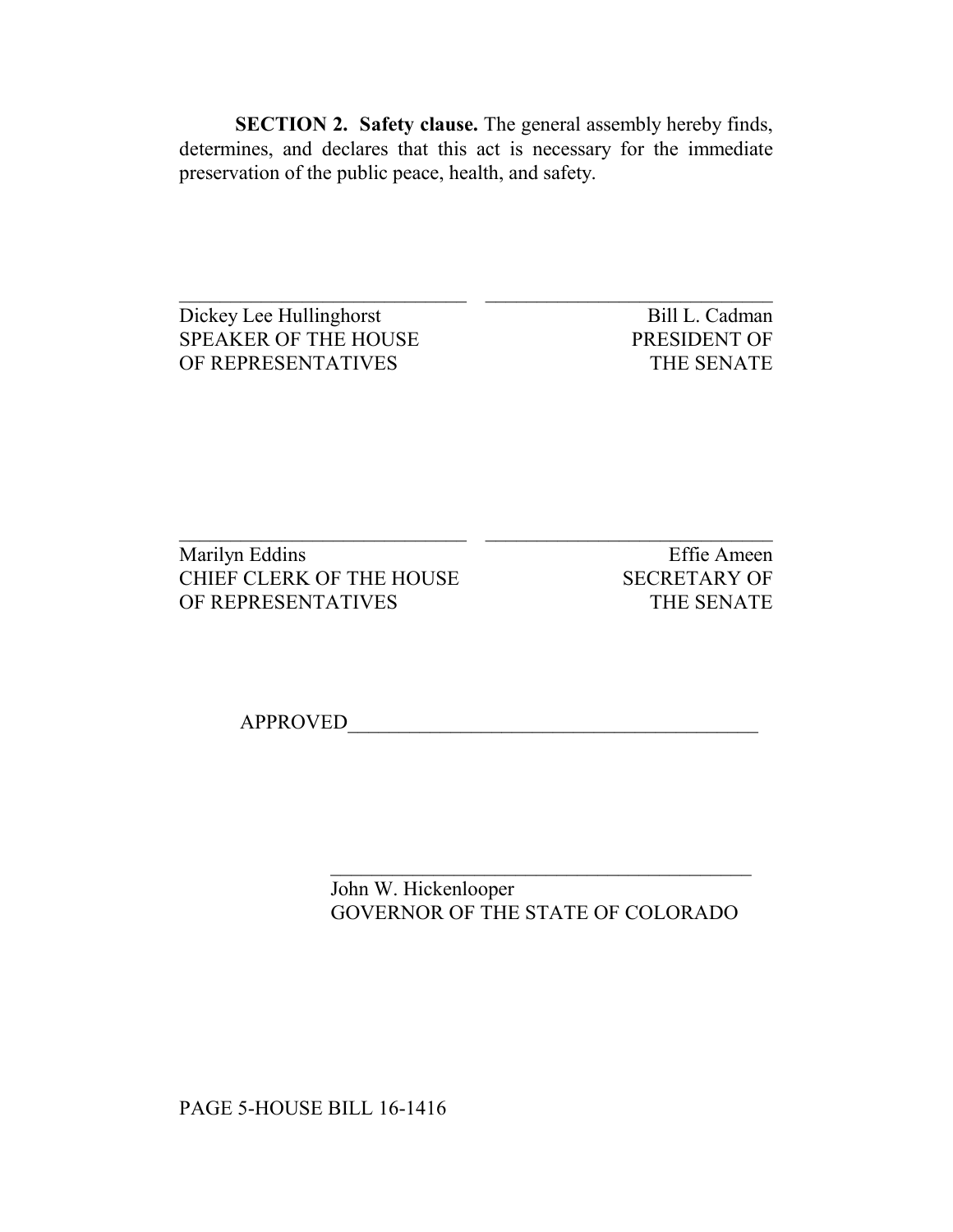**SECTION 2. Safety clause.** The general assembly hereby finds, determines, and declares that this act is necessary for the immediate preservation of the public peace, health, and safety.

\_\_\_\_\_\_\_\_\_\_\_\_\_\_\_\_\_\_\_\_\_\_\_\_\_\_\_\_
Dickey Lee Hullinghorst
SPEAKER OF THE HOUSE
OF REPRESENTATIVES

\_\_\_\_\_\_\_\_\_\_\_\_\_\_\_\_\_\_\_\_\_\_\_\_\_\_\_\_
Bill L. Cadman
PRESIDENT OF
THE SENATE

\_\_\_\_\_\_\_\_\_\_\_\_\_\_\_\_\_\_\_\_\_\_\_\_\_\_\_\_
Marilyn Eddins
CHIEF CLERK OF THE HOUSE
OF REPRESENTATIVES

\_\_\_\_\_\_\_\_\_\_\_\_\_\_\_\_\_\_\_\_\_\_\_\_\_\_\_\_
Effie Ameen
SECRETARY OF
THE SENATE

APPROVED\_\_\_\_\_\_\_\_\_\_\_\_\_\_\_\_\_\_\_\_\_\_\_\_\_\_\_\_\_\_\_\_\_\_\_\_\_\_\_\_

\_\_\_\_\_\_\_\_\_\_\_\_\_\_\_\_\_\_\_\_\_\_\_\_\_\_\_\_\_\_\_\_\_\_\_\_\_\_\_\_
John W. Hickenlooper
GOVERNOR OF THE STATE OF COLORADO

PAGE 5-HOUSE BILL 16-1416